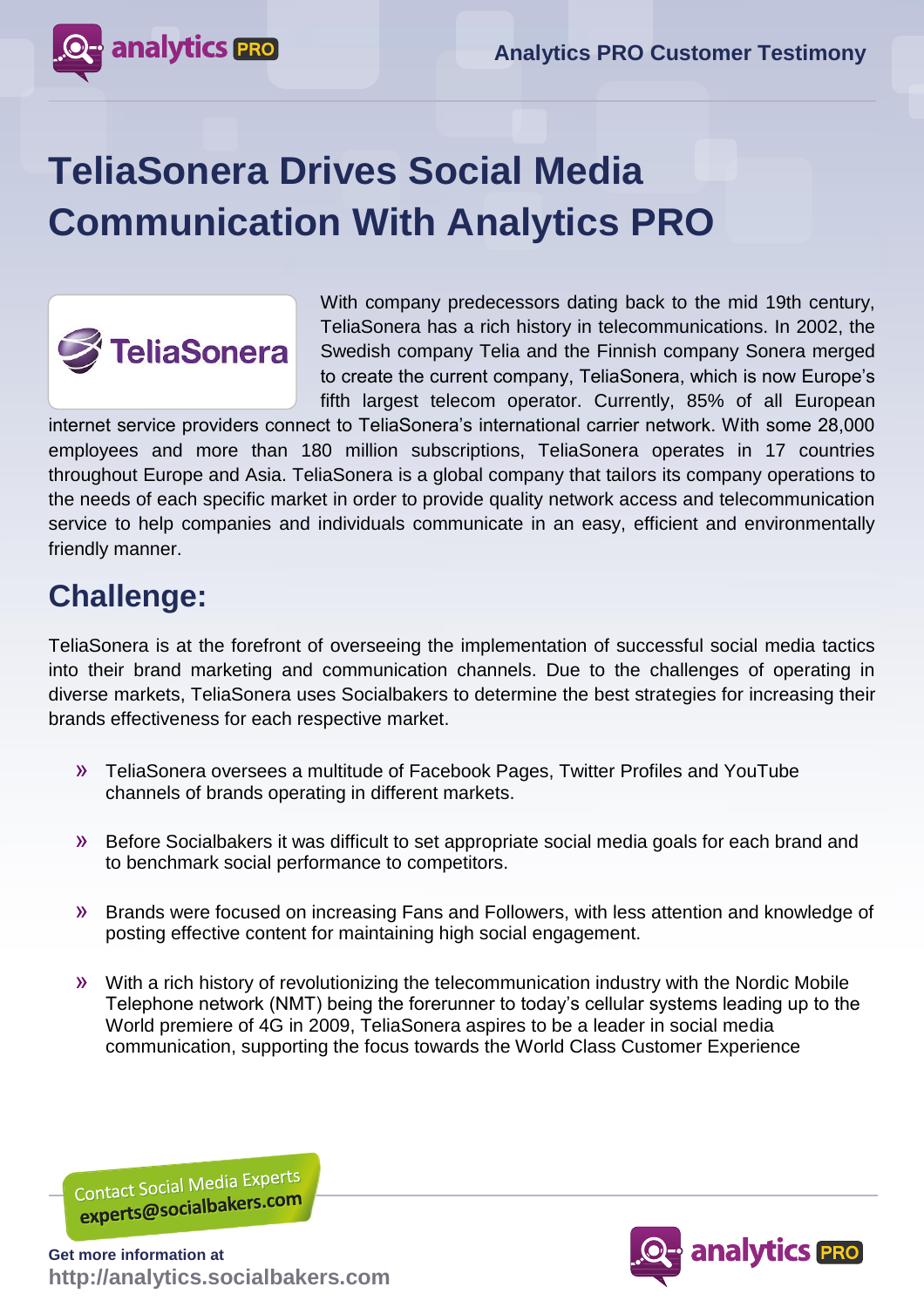# TeliaSonera Drives Social Media Communication With Analytics PRO

With company predecessors dating back to the mid 19th century, TeliaSonera has a rich history in telecommunications. In 2002, the Swedish company Telia and the Finnish company Sonera merged to create the current company, TeliaSonera, which is now Europe's fifth largest telecom operator. Currently, 85% of all European internet service providers connect to TeliaSonera's international carrier network. With some 28,000 employees and more than 180 million subscriptions, TeliaSonera operates in 17 countries throughout Europe and Asia. TeliaSonera is a global company that tailors its company operations to the needs of each specific market in order to provide quality network access and telecommunication service to help companies and individuals communicate in an easy, efficient and environmentally friendly manner.

## Challenge:

TeliaSonera is at the forefront of overseeing the implementation of successful social media tactics into their brand marketing and communication channels. Due to the challenges of operating in diverse markets, TeliaSonera uses Socialbakers to determine the best strategies for increasing their brands effectiveness for each respective market.

- TeliaSonera oversees a multitude of Facebook Pages, Twitter Profiles and YouTube channels of brands operating in different markets.
- Before Socialbakers it was difficult to set appropriate social media goals for each brand and to benchmark social performance to competitors.
- Brands were focused on increasing Fans and Followers, with less attention and knowledge of posting effective content for maintaining high social engagement.
- With a rich history of revolutionizing the telecommunication industry with the Nordic Mobile Telephone network (NMT) being the forerunner to today's cellular systems leading up to the World premiere of 4G in 2009, TeliaSonera aspires to be a leader in social media communication, supporting the focus towards the World Class Customer Experience

Contact Social Media Experts
experts@socialbakers.com

**Get more information at**
**http://analytics.socialbakers.com**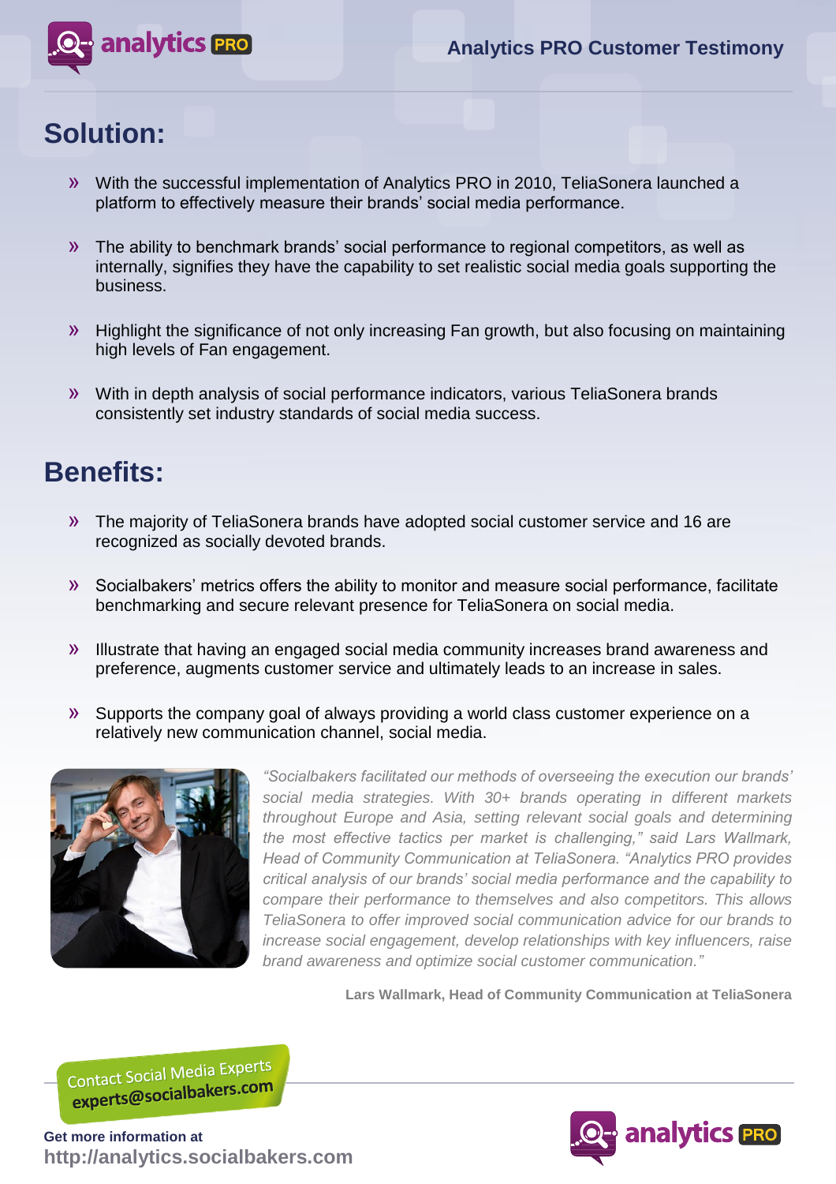## Solution:

- With the successful implementation of Analytics PRO in 2010, TeliaSonera launched a platform to effectively measure their brands' social media performance.
- The ability to benchmark brands' social performance to regional competitors, as well as internally, signifies they have the capability to set realistic social media goals supporting the business.
- Highlight the significance of not only increasing Fan growth, but also focusing on maintaining high levels of Fan engagement.
- With in depth analysis of social performance indicators, various TeliaSonera brands consistently set industry standards of social media success.

## Benefits:

- The majority of TeliaSonera brands have adopted social customer service and 16 are recognized as socially devoted brands.
- Socialbakers' metrics offers the ability to monitor and measure social performance, facilitate benchmarking and secure relevant presence for TeliaSonera on social media.
- Illustrate that having an engaged social media community increases brand awareness and preference, augments customer service and ultimately leads to an increase in sales.
- Supports the company goal of always providing a world class customer experience on a relatively new communication channel, social media.

*"Socialbakers facilitated our methods of overseeing the execution our brands' social media strategies. With 30+ brands operating in different markets throughout Europe and Asia, setting relevant social goals and determining the most effective tactics per market is challenging," said Lars Wallmark, Head of Community Communication at TeliaSonera. "Analytics PRO provides critical analysis of our brands' social media performance and the capability to compare their performance to themselves and also competitors. This allows TeliaSonera to offer improved social communication advice for our brands to increase social engagement, develop relationships with key influencers, raise brand awareness and optimize social customer communication."*

**Lars Wallmark, Head of Community Communication at TeliaSonera**

Contact Social Media Experts
experts@socialbakers.com

**Get more information at**
**http://analytics.socialbakers.com**